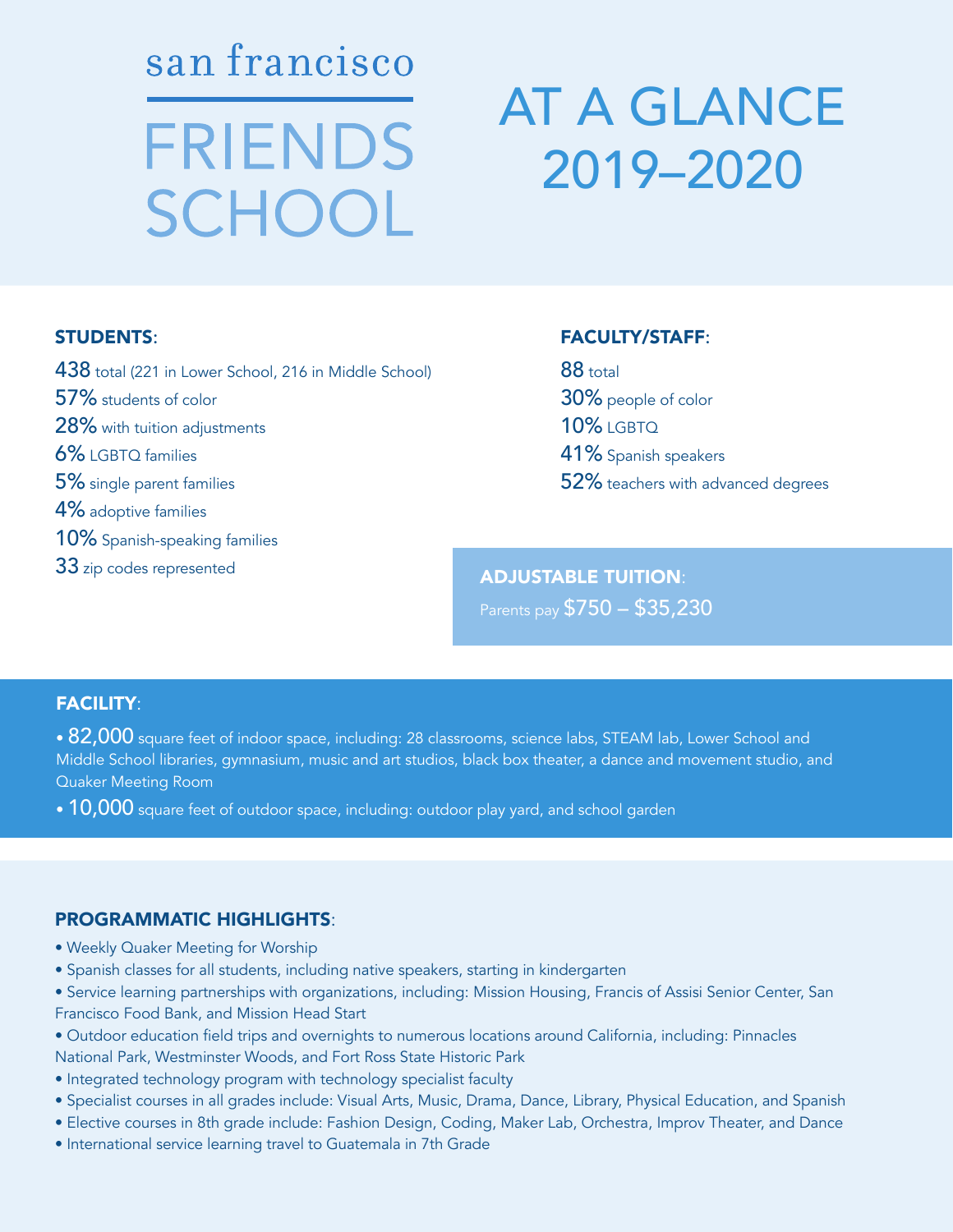# san francisco FRIENDS SCHOOL

# AT A GLANCE 2019–2020

## STUDENTS:

438 total (221 in Lower School, 216 in Middle School)
57% students of color
28% with tuition adjustments
6% LGBTQ families
5% single parent families
4% adoptive families
10% Spanish-speaking families
33 zip codes represented

## FACULTY/STAFF:

88 total
30% people of color
10% LGBTQ
41% Spanish speakers
52% teachers with advanced degrees

## ADJUSTABLE TUITION:

Parents pay $750 – $35,230

## FACILITY:

- 82,000 square feet of indoor space, including: 28 classrooms, science labs, STEAM lab, Lower School and Middle School libraries, gymnasium, music and art studios, black box theater, a dance and movement studio, and Quaker Meeting Room
- 10,000 square feet of outdoor space, including: outdoor play yard, and school garden

## PROGRAMMATIC HIGHLIGHTS:

- Weekly Quaker Meeting for Worship
- Spanish classes for all students, including native speakers, starting in kindergarten
- Service learning partnerships with organizations, including: Mission Housing, Francis of Assisi Senior Center, San Francisco Food Bank, and Mission Head Start
- Outdoor education field trips and overnights to numerous locations around California, including: Pinnacles National Park, Westminster Woods, and Fort Ross State Historic Park
- Integrated technology program with technology specialist faculty
- Specialist courses in all grades include: Visual Arts, Music, Drama, Dance, Library, Physical Education, and Spanish
- Elective courses in 8th grade include: Fashion Design, Coding, Maker Lab, Orchestra, Improv Theater, and Dance
- International service learning travel to Guatemala in 7th Grade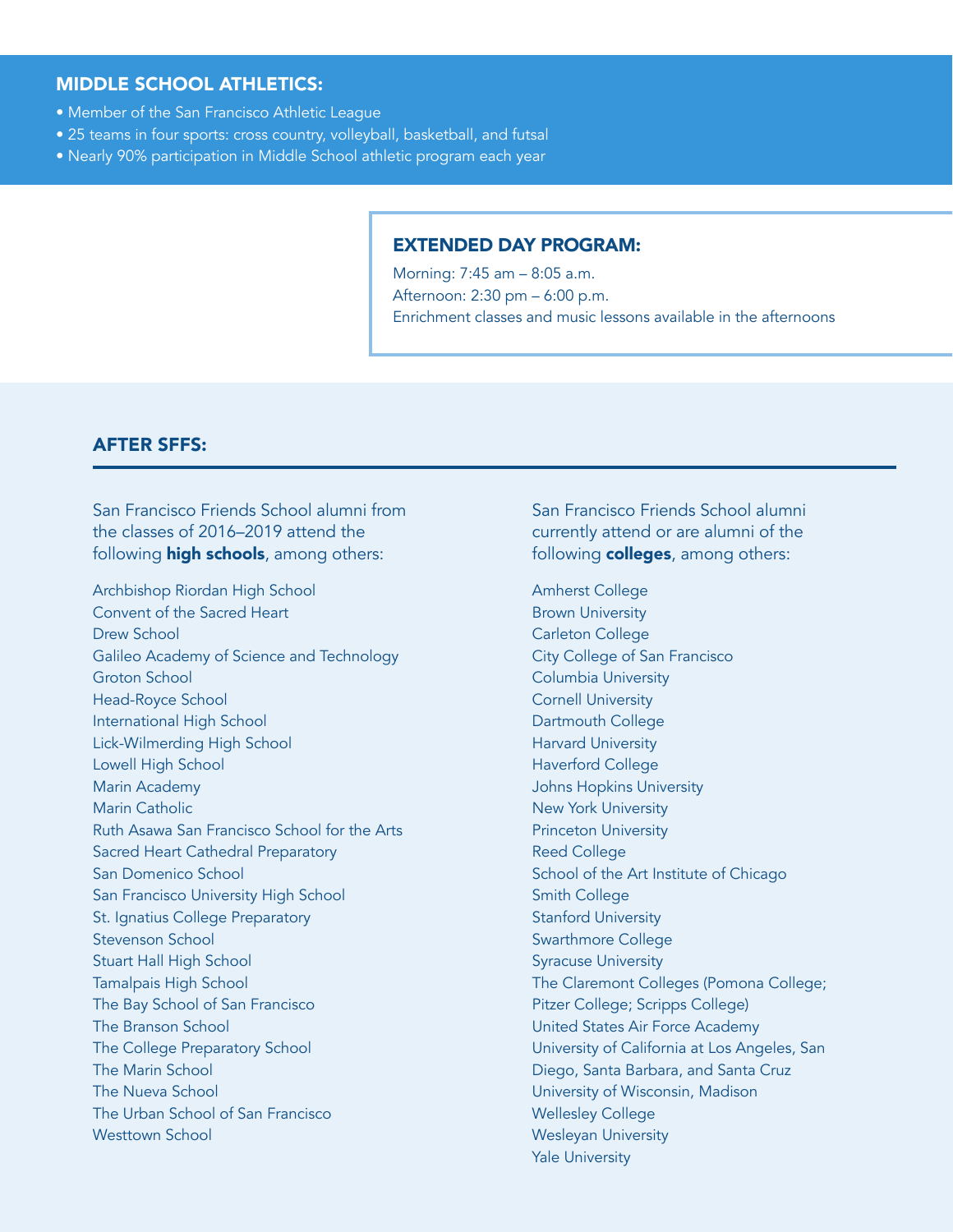## MIDDLE SCHOOL ATHLETICS:

- Member of the San Francisco Athletic League
- 25 teams in four sports: cross country, volleyball, basketball, and futsal
- Nearly 90% participation in Middle School athletic program each year

## EXTENDED DAY PROGRAM:

Morning: 7:45 am – 8:05 a.m.
Afternoon: 2:30 pm – 6:00 p.m.
Enrichment classes and music lessons available in the afternoons

## AFTER SFFS:

San Francisco Friends School alumni from the classes of 2016–2019 attend the following **high schools**, among others:

Archbishop Riordan High School
Convent of the Sacred Heart
Drew School
Galileo Academy of Science and Technology
Groton School
Head-Royce School
International High School
Lick-Wilmerding High School
Lowell High School
Marin Academy
Marin Catholic
Ruth Asawa San Francisco School for the Arts
Sacred Heart Cathedral Preparatory
San Domenico School
San Francisco University High School
St. Ignatius College Preparatory
Stevenson School
Stuart Hall High School
Tamalpais High School
The Bay School of San Francisco
The Branson School
The College Preparatory School
The Marin School
The Nueva School
The Urban School of San Francisco
Westtown School

San Francisco Friends School alumni currently attend or are alumni of the following **colleges**, among others:

Amherst College
Brown University
Carleton College
City College of San Francisco
Columbia University
Cornell University
Dartmouth College
Harvard University
Haverford College
Johns Hopkins University
New York University
Princeton University
Reed College
School of the Art Institute of Chicago
Smith College
Stanford University
Swarthmore College
Syracuse University
The Claremont Colleges (Pomona College; Pitzer College; Scripps College)
United States Air Force Academy
University of California at Los Angeles, San Diego, Santa Barbara, and Santa Cruz
University of Wisconsin, Madison
Wellesley College
Wesleyan University
Yale University